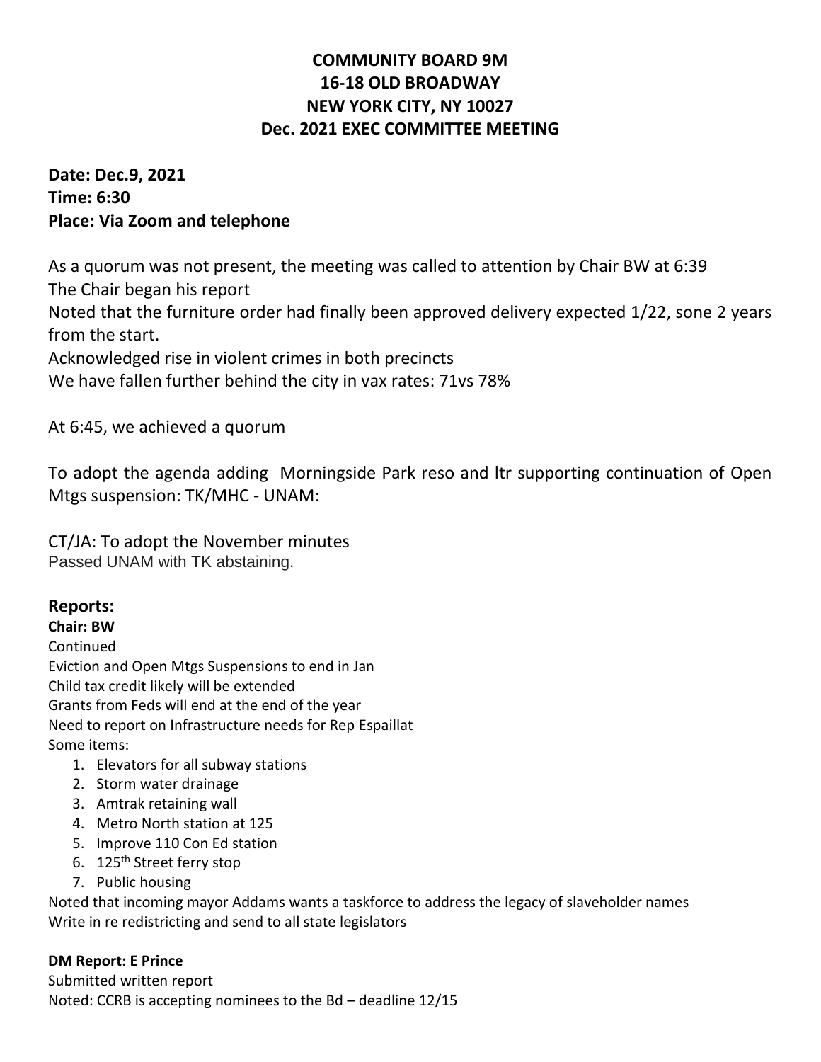**COMMUNITY BOARD 9M**
**16-18 OLD BROADWAY**
**NEW YORK CITY, NY 10027**
**Dec. 2021 EXEC COMMITTEE MEETING**

**Date: Dec.9, 2021**
**Time: 6:30**
**Place: Via Zoom and telephone**

As a quorum was not present, the meeting was called to attention by Chair BW at 6:39
The Chair began his report
Noted that the furniture order had finally been approved delivery expected 1/22, sone 2 years from the start.
Acknowledged rise in violent crimes in both precincts
We have fallen further behind the city in vax rates: 71vs 78%

At 6:45, we achieved a quorum

To adopt the agenda adding Morningside Park reso and ltr supporting continuation of Open Mtgs suspension: TK/MHC - UNAM:

CT/JA: To adopt the November minutes
Passed UNAM with TK abstaining.

## Reports:

**Chair: BW**

Continued
Eviction and Open Mtgs Suspensions to end in Jan
Child tax credit likely will be extended
Grants from Feds will end at the end of the year
Need to report on Infrastructure needs for Rep Espaillat
Some items:

1. Elevators for all subway stations
2. Storm water drainage
3. Amtrak retaining wall
4. Metro North station at 125
5. Improve 110 Con Ed station
6. 125th Street ferry stop
7. Public housing

Noted that incoming mayor Addams wants a taskforce to address the legacy of slaveholder names
Write in re redistricting and send to all state legislators

**DM Report: E Prince**

Submitted written report
Noted: CCRB is accepting nominees to the Bd – deadline 12/15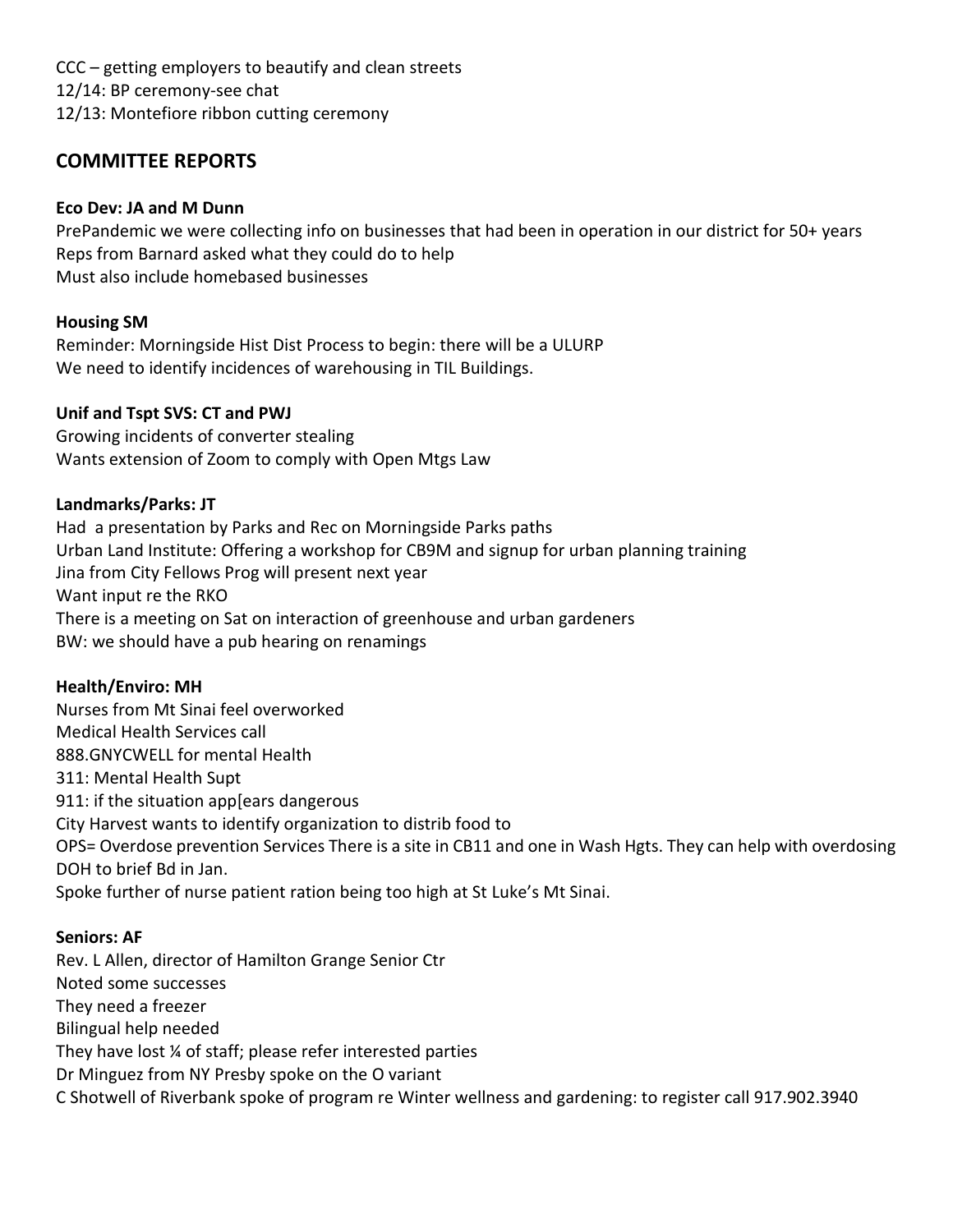CCC – getting employers to beautify and clean streets
12/14: BP ceremony-see chat
12/13: Montefiore ribbon cutting ceremony

## COMMITTEE REPORTS

**Eco Dev: JA and M Dunn**
PrePandemic we were collecting info on businesses that had been in operation in our district for 50+ years
Reps from Barnard asked what they could do to help
Must also include homebased businesses

**Housing SM**
Reminder: Morningside Hist Dist Process to begin: there will be a ULURP
We need to identify incidences of warehousing in TIL Buildings.

**Unif and Tspt SVS: CT and PWJ**
Growing incidents of converter stealing
Wants extension of Zoom to comply with Open Mtgs Law

**Landmarks/Parks: JT**
Had a presentation by Parks and Rec on Morningside Parks paths
Urban Land Institute: Offering a workshop for CB9M and signup for urban planning training
Jina from City Fellows Prog will present next year
Want input re the RKO
There is a meeting on Sat on interaction of greenhouse and urban gardeners
BW: we should have a pub hearing on renamings

**Health/Enviro: MH**
Nurses from Mt Sinai feel overworked
Medical Health Services call
888.GNYCWELL for mental Health
311: Mental Health Supt
911: if the situation app[ears dangerous
City Harvest wants to identify organization to distrib food to
OPS= Overdose prevention Services There is a site in CB11 and one in Wash Hgts. They can help with overdosing
DOH to brief Bd in Jan.
Spoke further of nurse patient ration being too high at St Luke's Mt Sinai.

**Seniors: AF**
Rev. L Allen, director of Hamilton Grange Senior Ctr
Noted some successes
They need a freezer
Bilingual help needed
They have lost ¼ of staff; please refer interested parties
Dr Minguez from NY Presby spoke on the O variant
C Shotwell of Riverbank spoke of program re Winter wellness and gardening: to register call 917.902.3940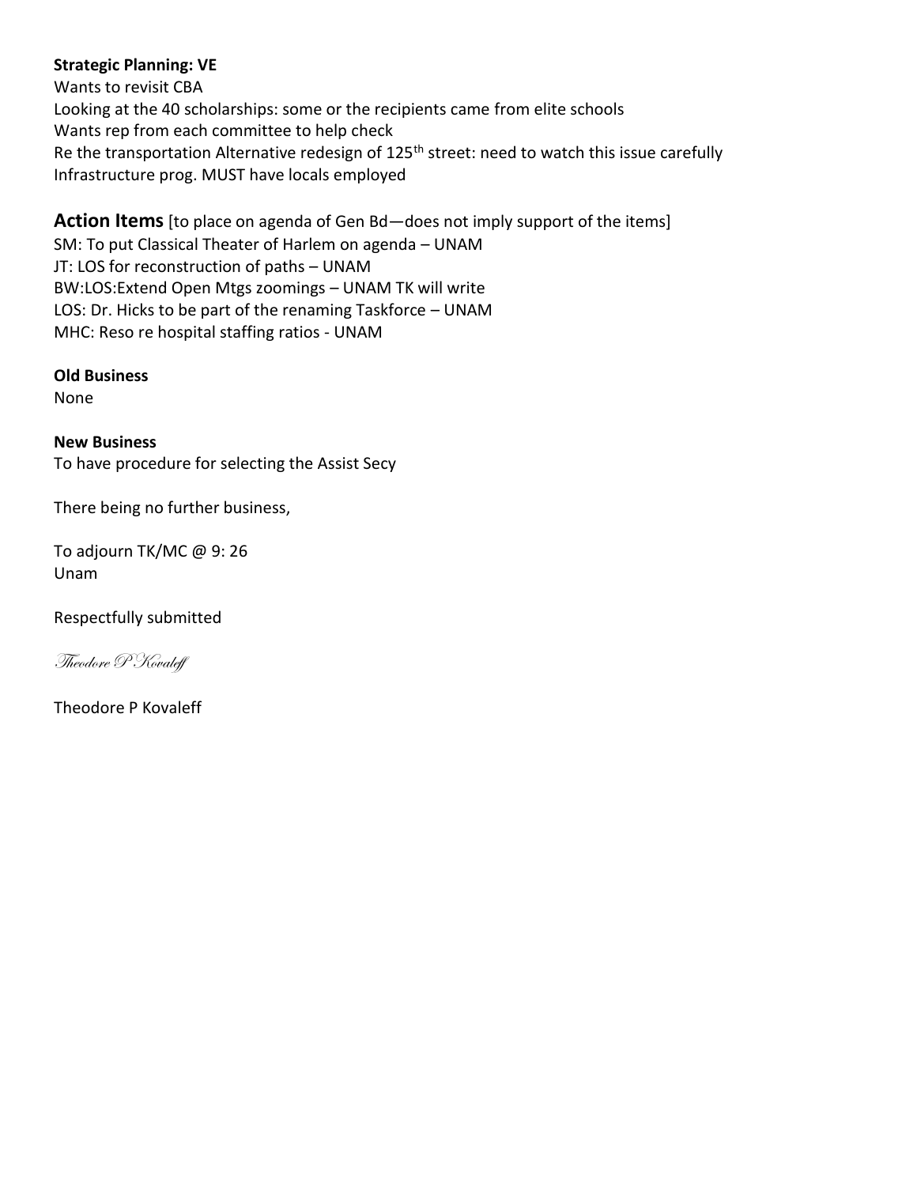**Strategic Planning: VE**

Wants to revisit CBA
Looking at the 40 scholarships: some or the recipients came from elite schools
Wants rep from each committee to help check
Re the transportation Alternative redesign of 125th street: need to watch this issue carefully
Infrastructure prog. MUST have locals employed

**Action Items** [to place on agenda of Gen Bd—does not imply support of the items]

SM: To put Classical Theater of Harlem on agenda – UNAM
JT: LOS for reconstruction of paths – UNAM
BW:LOS:Extend Open Mtgs zoomings – UNAM TK will write
LOS: Dr. Hicks to be part of the renaming Taskforce – UNAM
MHC: Reso re hospital staffing ratios - UNAM

**Old Business**

None

**New Business**

To have procedure for selecting the Assist Secy

There being no further business,

To adjourn TK/MC @ 9: 26
Unam

Respectfully submitted

*Theodore P Kovaleff*

Theodore P Kovaleff